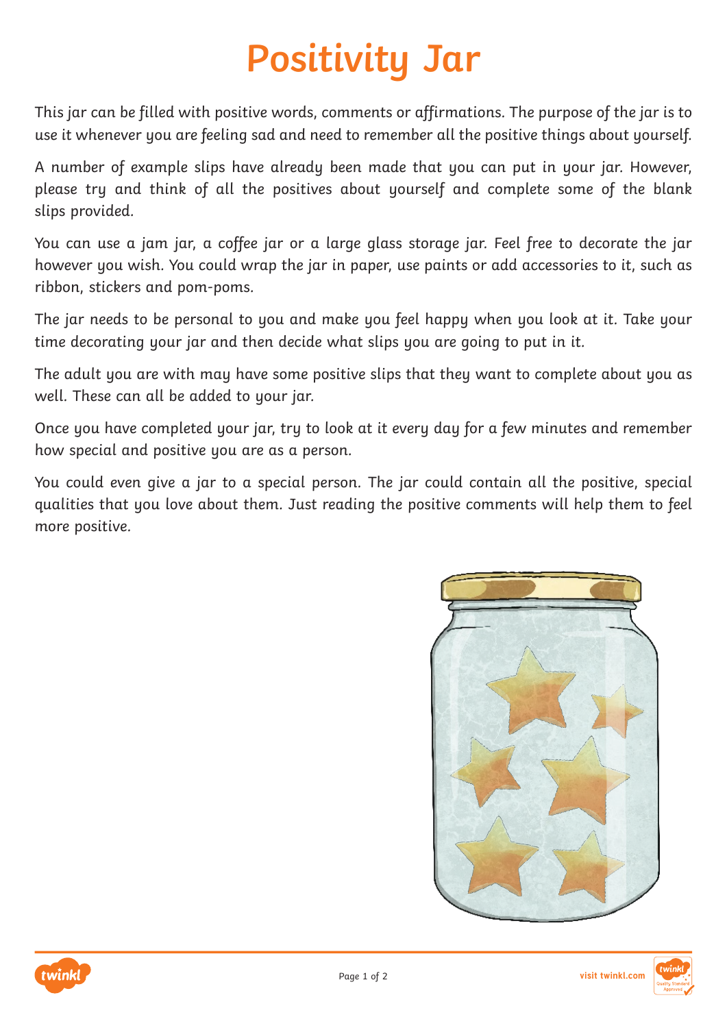# Positivity Jar

This jar can be filled with positive words, comments or affirmations. The purpose of the jar is to use it whenever you are feeling sad and need to remember all the positive things about yourself.

A number of example slips have already been made that you can put in your jar. However, please try and think of all the positives about yourself and complete some of the blank slips provided.

You can use a jam jar, a coffee jar or a large glass storage jar. Feel free to decorate the jar however you wish. You could wrap the jar in paper, use paints or add accessories to it, such as ribbon, stickers and pom-poms.

The jar needs to be personal to you and make you feel happy when you look at it. Take your time decorating your jar and then decide what slips you are going to put in it.

The adult you are with may have some positive slips that they want to complete about you as well. These can all be added to your jar.

Once you have completed your jar, try to look at it every day for a few minutes and remember how special and positive you are as a person.

You could even give a jar to a special person. The jar could contain all the positive, special qualities that you love about them. Just reading the positive comments will help them to feel more positive.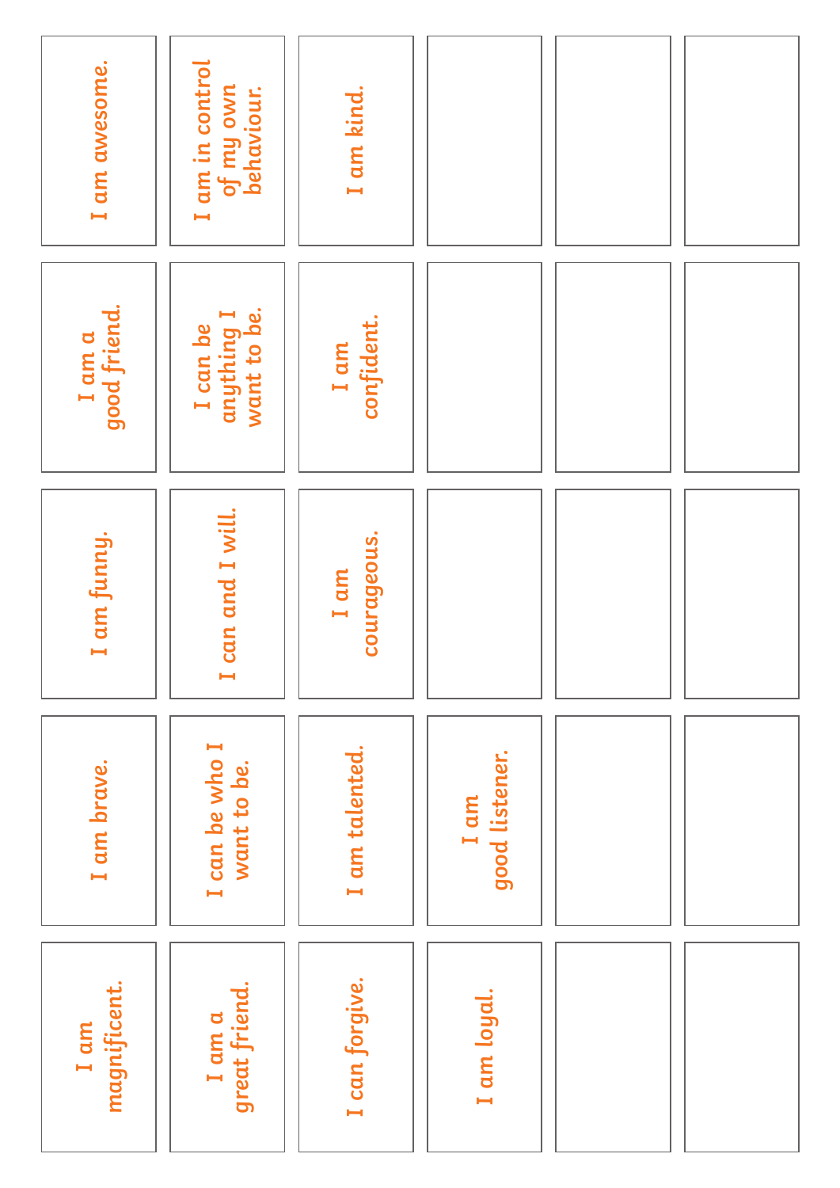| | | | | |
|---|---|---|---|---|
| I am magnificent. | I am brave. | I am funny. | I am a good friend. | I am awesome. |
| I am a great friend. | I can be who I want to be. | I can and I will. | I can be anything I want to be. | I am in control of my own behaviour. |
| I can forgive. | I am talented. | I am courageous. | I am confident. | I am kind. |
| I am loyal. | I am good listener. | | | |
| | | | | |
| | | | | |